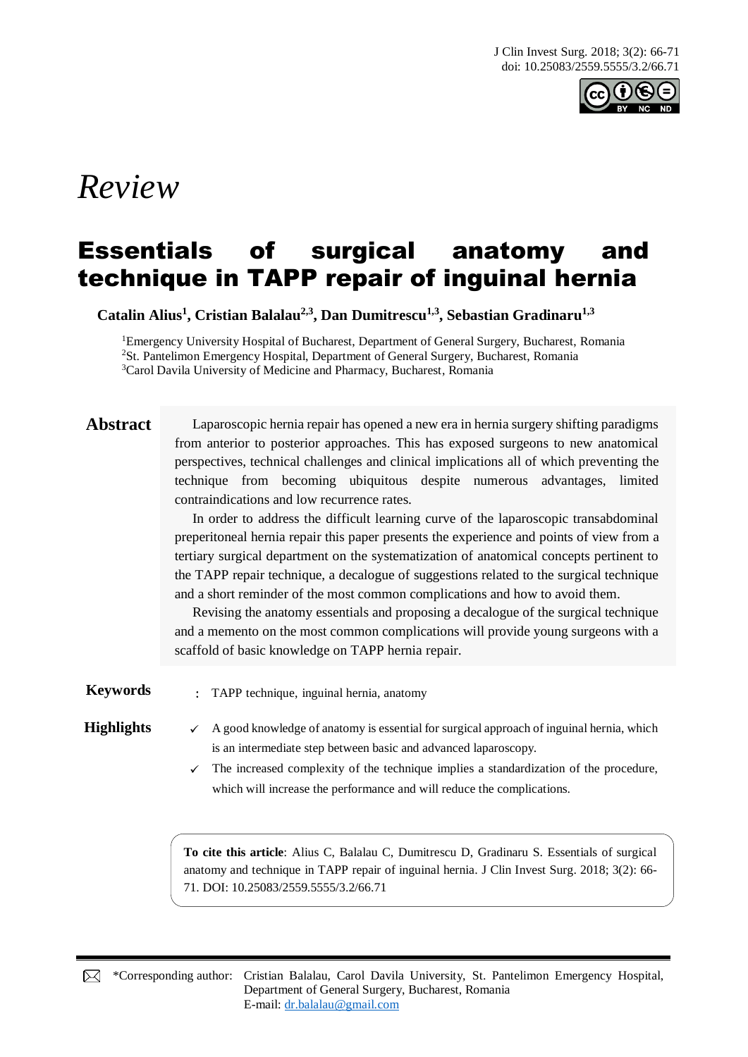*Review*

# Essentials of surgical anatomy and technique in TAPP repair of inguinal hernia

**Catalin Alius[1], Cristian Balalau[2,3], Dan Dumitrescu[1,3], Sebastian Gradinaru[1,3]**

[1]Emergency University Hospital of Bucharest, Department of General Surgery, Bucharest, Romania
[2]St. Pantelimon Emergency Hospital, Department of General Surgery, Bucharest, Romania
[3]Carol Davila University of Medicine and Pharmacy, Bucharest, Romania

**Abstract**

Laparoscopic hernia repair has opened a new era in hernia surgery shifting paradigms from anterior to posterior approaches. This has exposed surgeons to new anatomical perspectives, technical challenges and clinical implications all of which preventing the technique from becoming ubiquitous despite numerous advantages, limited contraindications and low recurrence rates.

In order to address the difficult learning curve of the laparoscopic transabdominal preperitoneal hernia repair this paper presents the experience and points of view from a tertiary surgical department on the systematization of anatomical concepts pertinent to the TAPP repair technique, a decalogue of suggestions related to the surgical technique and a short reminder of the most common complications and how to avoid them.

Revising the anatomy essentials and proposing a decalogue of the surgical technique and a memento on the most common complications will provide young surgeons with a scaffold of basic knowledge on TAPP hernia repair.

**Keywords** : TAPP technique, inguinal hernia, anatomy

**Highlights**

- ✓ A good knowledge of anatomy is essential for surgical approach of inguinal hernia, which is an intermediate step between basic and advanced laparoscopy.
- ✓ The increased complexity of the technique implies a standardization of the procedure, which will increase the performance and will reduce the complications.

**To cite this article**: Alius C, Balalau C, Dumitrescu D, Gradinaru S. Essentials of surgical anatomy and technique in TAPP repair of inguinal hernia. J Clin Invest Surg. 2018; 3(2): 66-71. DOI: 10.25083/2559.5555/3.2/66.71

*Corresponding author: Cristian Balalau, Carol Davila University, St. Pantelimon Emergency Hospital, Department of General Surgery, Bucharest, Romania
E-mail: dr.balalau@gmail.com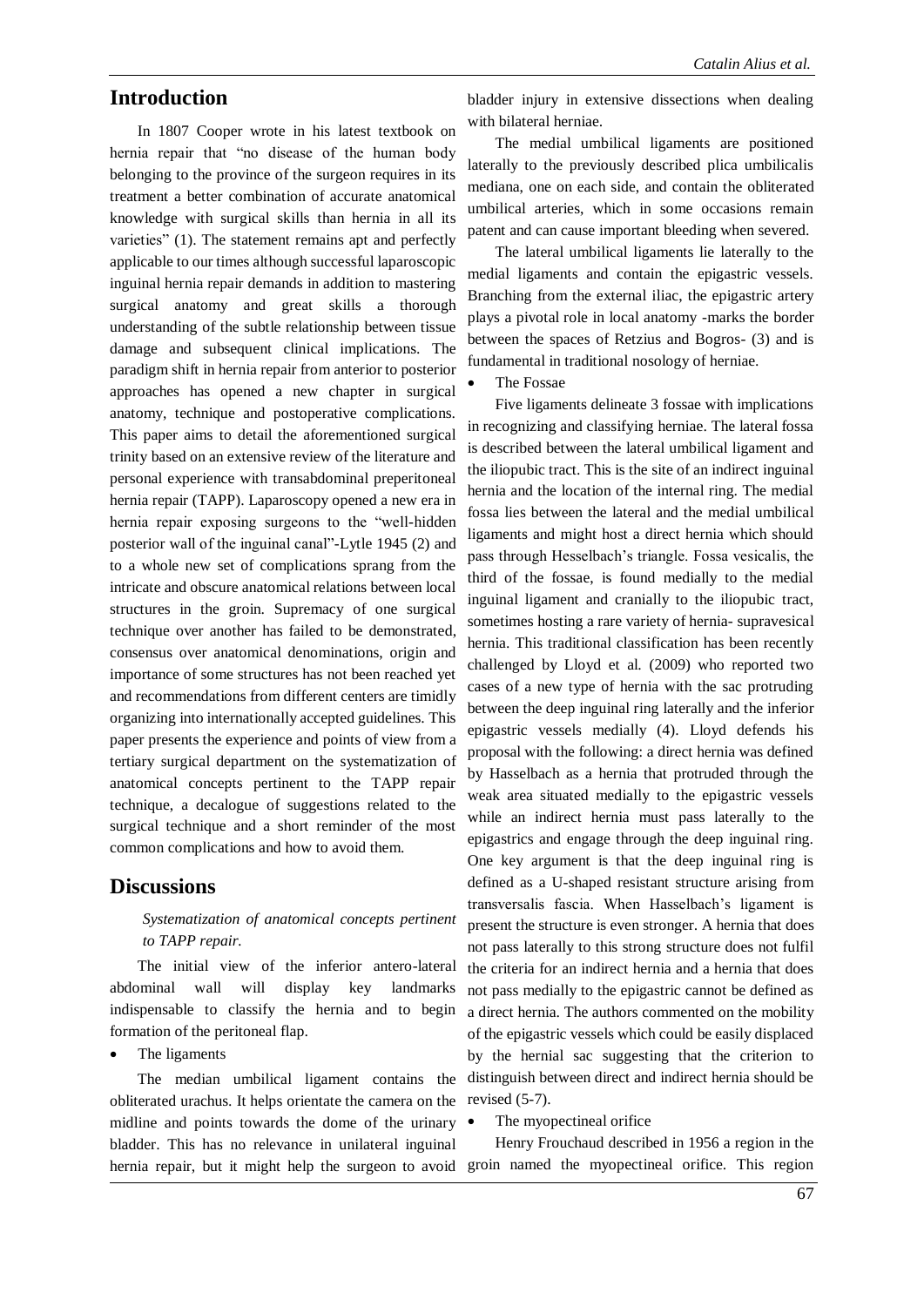## Introduction

In 1807 Cooper wrote in his latest textbook on hernia repair that "no disease of the human body belonging to the province of the surgeon requires in its treatment a better combination of accurate anatomical knowledge with surgical skills than hernia in all its varieties" (1). The statement remains apt and perfectly applicable to our times although successful laparoscopic inguinal hernia repair demands in addition to mastering surgical anatomy and great skills a thorough understanding of the subtle relationship between tissue damage and subsequent clinical implications. The paradigm shift in hernia repair from anterior to posterior approaches has opened a new chapter in surgical anatomy, technique and postoperative complications. This paper aims to detail the aforementioned surgical trinity based on an extensive review of the literature and personal experience with transabdominal preperitoneal hernia repair (TAPP). Laparoscopy opened a new era in hernia repair exposing surgeons to the "well-hidden posterior wall of the inguinal canal"-Lytle 1945 (2) and to a whole new set of complications sprang from the intricate and obscure anatomical relations between local structures in the groin. Supremacy of one surgical technique over another has failed to be demonstrated, consensus over anatomical denominations, origin and importance of some structures has not been reached yet and recommendations from different centers are timidly organizing into internationally accepted guidelines. This paper presents the experience and points of view from a tertiary surgical department on the systematization of anatomical concepts pertinent to the TAPP repair technique, a decalogue of suggestions related to the surgical technique and a short reminder of the most common complications and how to avoid them.

## Discussions

*Systematization of anatomical concepts pertinent to TAPP repair.*

The initial view of the inferior antero-lateral abdominal wall will display key landmarks indispensable to classify the hernia and to begin formation of the peritoneal flap.

- The ligaments

The median umbilical ligament contains the obliterated urachus. It helps orientate the camera on the midline and points towards the dome of the urinary bladder. This has no relevance in unilateral inguinal hernia repair, but it might help the surgeon to avoid bladder injury in extensive dissections when dealing with bilateral herniae.

The medial umbilical ligaments are positioned laterally to the previously described plica umbilicalis mediana, one on each side, and contain the obliterated umbilical arteries, which in some occasions remain patent and can cause important bleeding when severed.

The lateral umbilical ligaments lie laterally to the medial ligaments and contain the epigastric vessels. Branching from the external iliac, the epigastric artery plays a pivotal role in local anatomy -marks the border between the spaces of Retzius and Bogros- (3) and is fundamental in traditional nosology of herniae.

- The Fossae

Five ligaments delineate 3 fossae with implications in recognizing and classifying herniae. The lateral fossa is described between the lateral umbilical ligament and the iliopubic tract. This is the site of an indirect inguinal hernia and the location of the internal ring. The medial fossa lies between the lateral and the medial umbilical ligaments and might host a direct hernia which should pass through Hesselbach's triangle. Fossa vesicalis, the third of the fossae, is found medially to the medial inguinal ligament and cranially to the iliopubic tract, sometimes hosting a rare variety of hernia- supravesical hernia. This traditional classification has been recently challenged by Lloyd et al. (2009) who reported two cases of a new type of hernia with the sac protruding between the deep inguinal ring laterally and the inferior epigastric vessels medially (4). Lloyd defends his proposal with the following: a direct hernia was defined by Hasselbach as a hernia that protruded through the weak area situated medially to the epigastric vessels while an indirect hernia must pass laterally to the epigastrics and engage through the deep inguinal ring. One key argument is that the deep inguinal ring is defined as a U-shaped resistant structure arising from transversalis fascia. When Hasselbach's ligament is present the structure is even stronger. A hernia that does not pass laterally to this strong structure does not fulfil the criteria for an indirect hernia and a hernia that does not pass medially to the epigastric cannot be defined as a direct hernia. The authors commented on the mobility of the epigastric vessels which could be easily displaced by the hernial sac suggesting that the criterion to distinguish between direct and indirect hernia should be revised (5-7).

- The myopectineal orifice

Henry Frouchaud described in 1956 a region in the groin named the myopectineal orifice. This region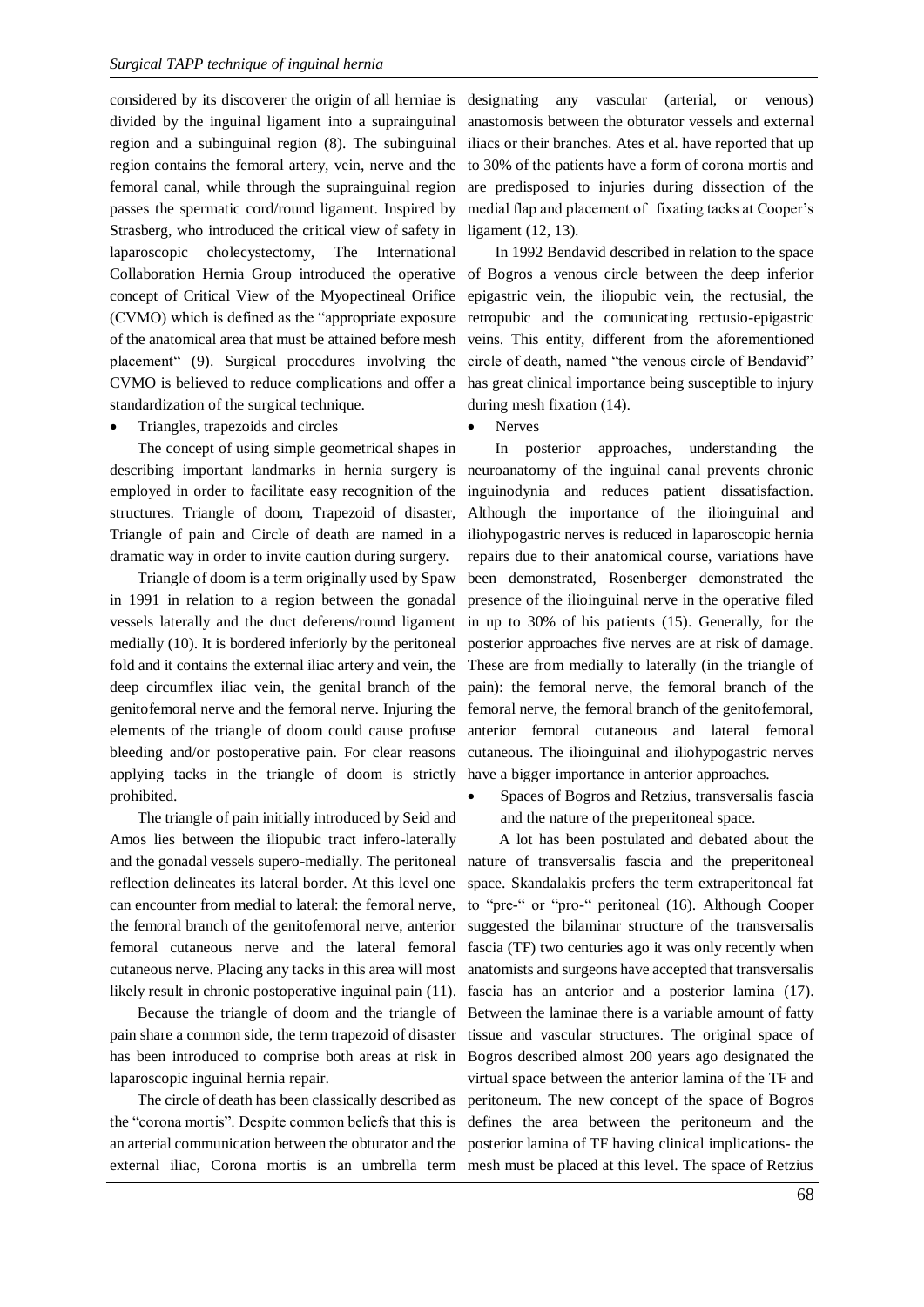considered by its discoverer the origin of all herniae is divided by the inguinal ligament into a suprainguinal region and a subinguinal region (8). The subinguinal region contains the femoral artery, vein, nerve and the femoral canal, while through the suprainguinal region passes the spermatic cord/round ligament. Inspired by Strasberg, who introduced the critical view of safety in laparoscopic cholecystectomy, The International Collaboration Hernia Group introduced the operative concept of Critical View of the Myopectineal Orifice (CVMO) which is defined as the "appropriate exposure of the anatomical area that must be attained before mesh placement" (9). Surgical procedures involving the CVMO is believed to reduce complications and offer a standardization of the surgical technique.

- Triangles, trapezoids and circles

The concept of using simple geometrical shapes in describing important landmarks in hernia surgery is employed in order to facilitate easy recognition of the structures. Triangle of doom, Trapezoid of disaster, Triangle of pain and Circle of death are named in a dramatic way in order to invite caution during surgery.

Triangle of doom is a term originally used by Spaw in 1991 in relation to a region between the gonadal vessels laterally and the duct deferens/round ligament medially (10). It is bordered inferiorly by the peritoneal fold and it contains the external iliac artery and vein, the deep circumflex iliac vein, the genital branch of the genitofemoral nerve and the femoral nerve. Injuring the elements of the triangle of doom could cause profuse bleeding and/or postoperative pain. For clear reasons applying tacks in the triangle of doom is strictly prohibited.

The triangle of pain initially introduced by Seid and Amos lies between the iliopubic tract infero-laterally and the gonadal vessels supero-medially. The peritoneal reflection delineates its lateral border. At this level one can encounter from medial to lateral: the femoral nerve, the femoral branch of the genitofemoral nerve, anterior femoral cutaneous nerve and the lateral femoral cutaneous nerve. Placing any tacks in this area will most likely result in chronic postoperative inguinal pain (11).

Because the triangle of doom and the triangle of pain share a common side, the term trapezoid of disaster has been introduced to comprise both areas at risk in laparoscopic inguinal hernia repair.

The circle of death has been classically described as the "corona mortis". Despite common beliefs that this is an arterial communication between the obturator and the external iliac, Corona mortis is an umbrella term designating any vascular (arterial, or venous) anastomosis between the obturator vessels and external iliacs or their branches. Ates et al. have reported that up to 30% of the patients have a form of corona mortis and are predisposed to injuries during dissection of the medial flap and placement of fixating tacks at Cooper's ligament (12, 13).

In 1992 Bendavid described in relation to the space of Bogros a venous circle between the deep inferior epigastric vein, the iliopubic vein, the rectusial, the retropubic and the comunicating rectusio-epigastric veins. This entity, different from the aforementioned circle of death, named "the venous circle of Bendavid" has great clinical importance being susceptible to injury during mesh fixation (14).

- Nerves

In posterior approaches, understanding the neuroanatomy of the inguinal canal prevents chronic inguinodynia and reduces patient dissatisfaction. Although the importance of the ilioinguinal and iliohypogastric nerves is reduced in laparoscopic hernia repairs due to their anatomical course, variations have been demonstrated, Rosenberger demonstrated the presence of the ilioinguinal nerve in the operative filed in up to 30% of his patients (15). Generally, for the posterior approaches five nerves are at risk of damage. These are from medially to laterally (in the triangle of pain): the femoral nerve, the femoral branch of the femoral nerve, the femoral branch of the genitofemoral, anterior femoral cutaneous and lateral femoral cutaneous. The ilioinguinal and iliohypogastric nerves have a bigger importance in anterior approaches.

- Spaces of Bogros and Retzius, transversalis fascia and the nature of the preperitoneal space.

A lot has been postulated and debated about the nature of transversalis fascia and the preperitoneal space. Skandalakis prefers the term extraperitoneal fat to "pre-" or "pro-" peritoneal (16). Although Cooper suggested the bilaminar structure of the transversalis fascia (TF) two centuries ago it was only recently when anatomists and surgeons have accepted that transversalis fascia has an anterior and a posterior lamina (17). Between the laminae there is a variable amount of fatty tissue and vascular structures. The original space of Bogros described almost 200 years ago designated the virtual space between the anterior lamina of the TF and peritoneum. The new concept of the space of Bogros defines the area between the peritoneum and the posterior lamina of TF having clinical implications- the mesh must be placed at this level. The space of Retzius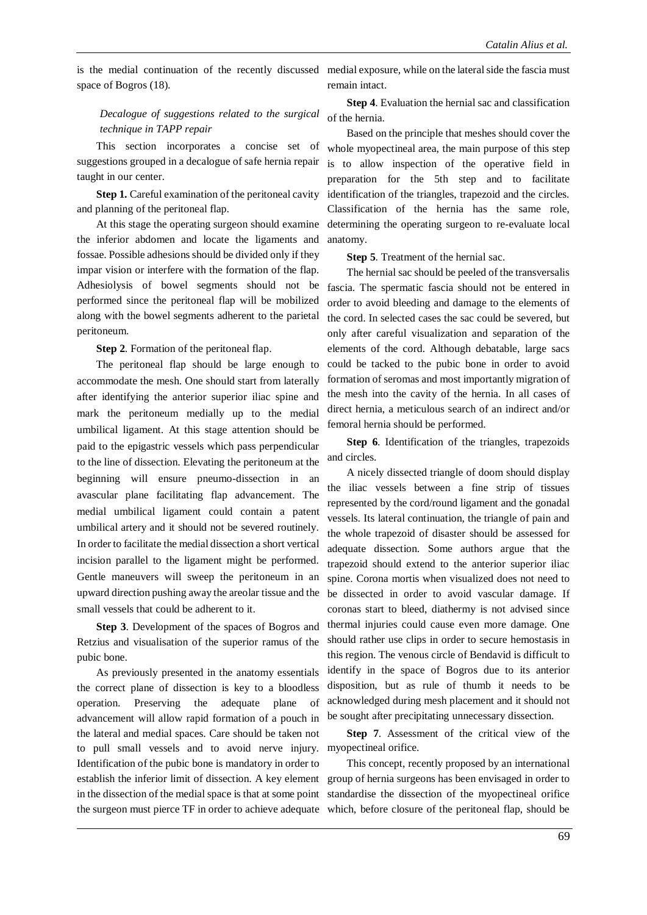is the medial continuation of the recently discussed space of Bogros (18).

### *Decalogue of suggestions related to the surgical technique in TAPP repair*

This section incorporates a concise set of suggestions grouped in a decalogue of safe hernia repair taught in our center.

**Step 1.** Careful examination of the peritoneal cavity and planning of the peritoneal flap.

At this stage the operating surgeon should examine the inferior abdomen and locate the ligaments and fossae. Possible adhesions should be divided only if they impar vision or interfere with the formation of the flap. Adhesiolysis of bowel segments should not be performed since the peritoneal flap will be mobilized along with the bowel segments adherent to the parietal peritoneum.

**Step 2**. Formation of the peritoneal flap.

The peritoneal flap should be large enough to accommodate the mesh. One should start from laterally after identifying the anterior superior iliac spine and mark the peritoneum medially up to the medial umbilical ligament. At this stage attention should be paid to the epigastric vessels which pass perpendicular to the line of dissection. Elevating the peritoneum at the beginning will ensure pneumo-dissection in an avascular plane facilitating flap advancement. The medial umbilical ligament could contain a patent umbilical artery and it should not be severed routinely. In order to facilitate the medial dissection a short vertical incision parallel to the ligament might be performed. Gentle maneuvers will sweep the peritoneum in an upward direction pushing away the areolar tissue and the small vessels that could be adherent to it.

**Step 3**. Development of the spaces of Bogros and Retzius and visualisation of the superior ramus of the pubic bone.

As previously presented in the anatomy essentials the correct plane of dissection is key to a bloodless operation. Preserving the adequate plane of advancement will allow rapid formation of a pouch in the lateral and medial spaces. Care should be taken not to pull small vessels and to avoid nerve injury. Identification of the pubic bone is mandatory in order to establish the inferior limit of dissection. A key element in the dissection of the medial space is that at some point the surgeon must pierce TF in order to achieve adequate medial exposure, while on the lateral side the fascia must remain intact.

**Step 4**. Evaluation the hernial sac and classification of the hernia.

Based on the principle that meshes should cover the whole myopectineal area, the main purpose of this step is to allow inspection of the operative field in preparation for the 5th step and to facilitate identification of the triangles, trapezoid and the circles. Classification of the hernia has the same role, determining the operating surgeon to re-evaluate local anatomy.

**Step 5**. Treatment of the hernial sac.

The hernial sac should be peeled of the transversalis fascia. The spermatic fascia should not be entered in order to avoid bleeding and damage to the elements of the cord. In selected cases the sac could be severed, but only after careful visualization and separation of the elements of the cord. Although debatable, large sacs could be tacked to the pubic bone in order to avoid formation of seromas and most importantly migration of the mesh into the cavity of the hernia. In all cases of direct hernia, a meticulous search of an indirect and/or femoral hernia should be performed.

**Step 6**. Identification of the triangles, trapezoids and circles.

A nicely dissected triangle of doom should display the iliac vessels between a fine strip of tissues represented by the cord/round ligament and the gonadal vessels. Its lateral continuation, the triangle of pain and the whole trapezoid of disaster should be assessed for adequate dissection. Some authors argue that the trapezoid should extend to the anterior superior iliac spine. Corona mortis when visualized does not need to be dissected in order to avoid vascular damage. If coronas start to bleed, diathermy is not advised since thermal injuries could cause even more damage. One should rather use clips in order to secure hemostasis in this region. The venous circle of Bendavid is difficult to identify in the space of Bogros due to its anterior disposition, but as rule of thumb it needs to be acknowledged during mesh placement and it should not be sought after precipitating unnecessary dissection.

**Step 7**. Assessment of the critical view of the myopectineal orifice.

This concept, recently proposed by an international group of hernia surgeons has been envisaged in order to standardise the dissection of the myopectineal orifice which, before closure of the peritoneal flap, should be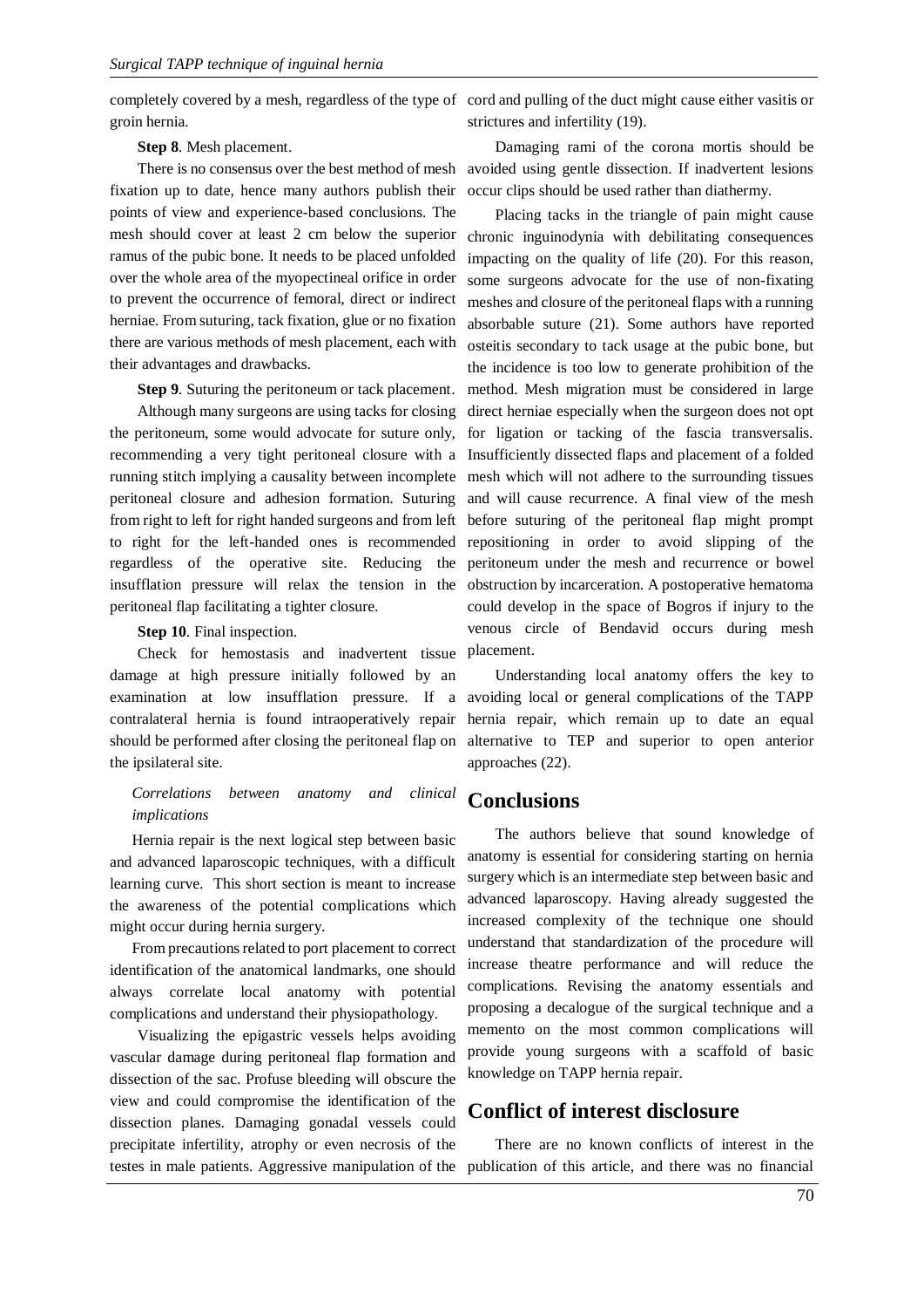completely covered by a mesh, regardless of the type of groin hernia.

**Step 8**. Mesh placement.

There is no consensus over the best method of mesh fixation up to date, hence many authors publish their points of view and experience-based conclusions. The mesh should cover at least 2 cm below the superior ramus of the pubic bone. It needs to be placed unfolded over the whole area of the myopectineal orifice in order to prevent the occurrence of femoral, direct or indirect herniae. From suturing, tack fixation, glue or no fixation there are various methods of mesh placement, each with their advantages and drawbacks.

**Step 9**. Suturing the peritoneum or tack placement.

Although many surgeons are using tacks for closing the peritoneum, some would advocate for suture only, recommending a very tight peritoneal closure with a running stitch implying a causality between incomplete peritoneal closure and adhesion formation. Suturing from right to left for right handed surgeons and from left to right for the left-handed ones is recommended regardless of the operative site. Reducing the insufflation pressure will relax the tension in the peritoneal flap facilitating a tighter closure.

**Step 10**. Final inspection.

Check for hemostasis and inadvertent tissue damage at high pressure initially followed by an examination at low insufflation pressure. If a contralateral hernia is found intraoperatively repair should be performed after closing the peritoneal flap on the ipsilateral site.

*Correlations between anatomy and clinical implications*

Hernia repair is the next logical step between basic and advanced laparoscopic techniques, with a difficult learning curve. This short section is meant to increase the awareness of the potential complications which might occur during hernia surgery.

From precautions related to port placement to correct identification of the anatomical landmarks, one should always correlate local anatomy with potential complications and understand their physiopathology.

Visualizing the epigastric vessels helps avoiding vascular damage during peritoneal flap formation and dissection of the sac. Profuse bleeding will obscure the view and could compromise the identification of the dissection planes. Damaging gonadal vessels could precipitate infertility, atrophy or even necrosis of the testes in male patients. Aggressive manipulation of the cord and pulling of the duct might cause either vasitis or strictures and infertility (19).

Damaging rami of the corona mortis should be avoided using gentle dissection. If inadvertent lesions occur clips should be used rather than diathermy.

Placing tacks in the triangle of pain might cause chronic inguinodynia with debilitating consequences impacting on the quality of life (20). For this reason, some surgeons advocate for the use of non-fixating meshes and closure of the peritoneal flaps with a running absorbable suture (21). Some authors have reported osteitis secondary to tack usage at the pubic bone, but the incidence is too low to generate prohibition of the method. Mesh migration must be considered in large direct herniae especially when the surgeon does not opt for ligation or tacking of the fascia transversalis. Insufficiently dissected flaps and placement of a folded mesh which will not adhere to the surrounding tissues and will cause recurrence. A final view of the mesh before suturing of the peritoneal flap might prompt repositioning in order to avoid slipping of the peritoneum under the mesh and recurrence or bowel obstruction by incarceration. A postoperative hematoma could develop in the space of Bogros if injury to the venous circle of Bendavid occurs during mesh placement.

Understanding local anatomy offers the key to avoiding local or general complications of the TAPP hernia repair, which remain up to date an equal alternative to TEP and superior to open anterior approaches (22).

## Conclusions

The authors believe that sound knowledge of anatomy is essential for considering starting on hernia surgery which is an intermediate step between basic and advanced laparoscopy. Having already suggested the increased complexity of the technique one should understand that standardization of the procedure will increase theatre performance and will reduce the complications. Revising the anatomy essentials and proposing a decalogue of the surgical technique and a memento on the most common complications will provide young surgeons with a scaffold of basic knowledge on TAPP hernia repair.

## Conflict of interest disclosure

There are no known conflicts of interest in the publication of this article, and there was no financial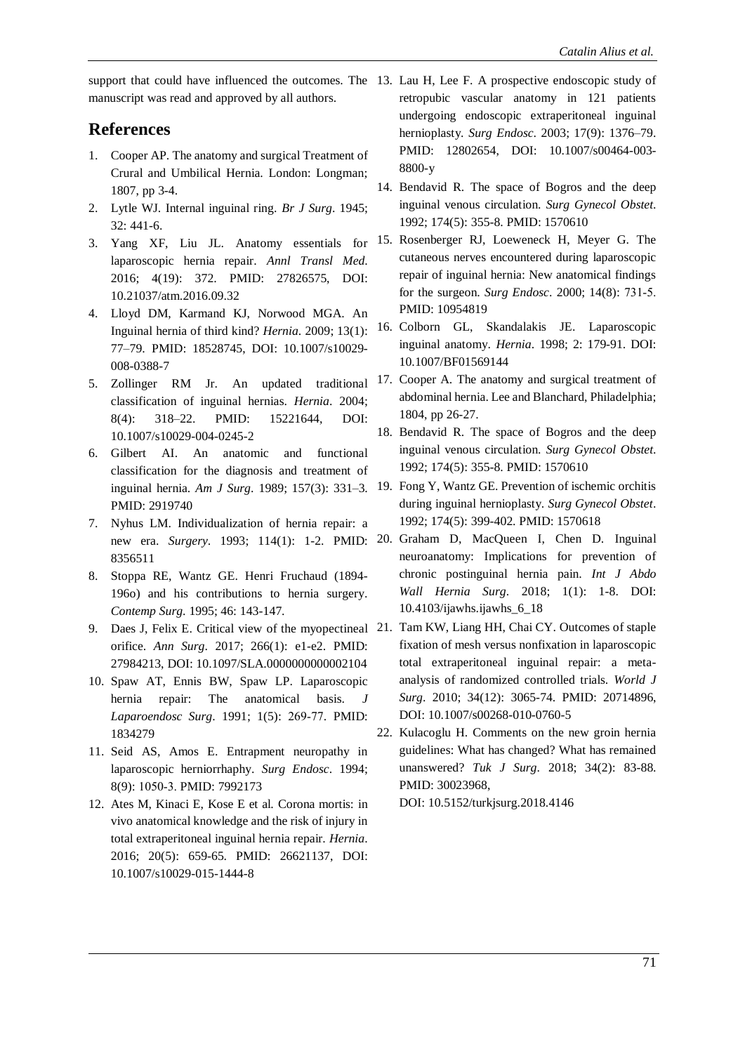support that could have influenced the outcomes. The manuscript was read and approved by all authors.

## References

1. Cooper AP. The anatomy and surgical Treatment of Crural and Umbilical Hernia. London: Longman; 1807, pp 3-4.
2. Lytle WJ. Internal inguinal ring. *Br J Surg*. 1945; 32: 441-6.
3. Yang XF, Liu JL. Anatomy essentials for laparoscopic hernia repair. *Annl Transl Med*. 2016; 4(19): 372. PMID: 27826575, DOI: 10.21037/atm.2016.09.32
4. Lloyd DM, Karmand KJ, Norwood MGA. An Inguinal hernia of third kind? *Hernia*. 2009; 13(1): 77–79. PMID: 18528745, DOI: 10.1007/s10029-008-0388-7
5. Zollinger RM Jr. An updated traditional classification of inguinal hernias. *Hernia*. 2004; 8(4): 318–22. PMID: 15221644, DOI: 10.1007/s10029-004-0245-2
6. Gilbert AI. An anatomic and functional classification for the diagnosis and treatment of inguinal hernia. *Am J Surg*. 1989; 157(3): 331–3. PMID: 2919740
7. Nyhus LM. Individualization of hernia repair: a new era. *Surgery*. 1993; 114(1): 1-2. PMID: 8356511
8. Stoppa RE, Wantz GE. Henri Fruchaud (1894-196o) and his contributions to hernia surgery. *Contemp Surg*. 1995; 46: 143-147.
9. Daes J, Felix E. Critical view of the myopectineal orifice. *Ann Surg*. 2017; 266(1): e1-e2. PMID: 27984213, DOI: 10.1097/SLA.0000000000002104
10. Spaw AT, Ennis BW, Spaw LP. Laparoscopic hernia repair: The anatomical basis. *J Laparoendosc Surg*. 1991; 1(5): 269-77. PMID: 1834279
11. Seid AS, Amos E. Entrapment neuropathy in laparoscopic herniorrhaphy. *Surg Endosc*. 1994; 8(9): 1050-3. PMID: 7992173
12. Ates M, Kinaci E, Kose E et al. Corona mortis: in vivo anatomical knowledge and the risk of injury in total extraperitoneal inguinal hernia repair. *Hernia*. 2016; 20(5): 659-65. PMID: 26621137, DOI: 10.1007/s10029-015-1444-8
13. Lau H, Lee F. A prospective endoscopic study of retropubic vascular anatomy in 121 patients undergoing endoscopic extraperitoneal inguinal hernioplasty. *Surg Endosc*. 2003; 17(9): 1376–79. PMID: 12802654, DOI: 10.1007/s00464-003-8800-y
14. Bendavid R. The space of Bogros and the deep inguinal venous circulation. *Surg Gynecol Obstet*. 1992; 174(5): 355-8. PMID: 1570610
15. Rosenberger RJ, Loeweneck H, Meyer G. The cutaneous nerves encountered during laparoscopic repair of inguinal hernia: New anatomical findings for the surgeon. *Surg Endosc*. 2000; 14(8): 731-5. PMID: 10954819
16. Colborn GL, Skandalakis JE. Laparoscopic inguinal anatomy. *Hernia*. 1998; 2: 179-91. DOI: 10.1007/BF01569144
17. Cooper A. The anatomy and surgical treatment of abdominal hernia. Lee and Blanchard, Philadelphia; 1804, pp 26-27.
18. Bendavid R. The space of Bogros and the deep inguinal venous circulation. *Surg Gynecol Obstet*. 1992; 174(5): 355-8. PMID: 1570610
19. Fong Y, Wantz GE. Prevention of ischemic orchitis during inguinal hernioplasty. *Surg Gynecol Obstet*. 1992; 174(5): 399-402. PMID: 1570618
20. Graham D, MacQueen I, Chen D. Inguinal neuroanatomy: Implications for prevention of chronic postinguinal hernia pain. *Int J Abdo Wall Hernia Surg*. 2018; 1(1): 1-8. DOI: 10.4103/ijawhs.ijawhs_6_18
21. Tam KW, Liang HH, Chai CY. Outcomes of staple fixation of mesh versus nonfixation in laparoscopic total extraperitoneal inguinal repair: a meta-analysis of randomized controlled trials. *World J Surg*. 2010; 34(12): 3065-74. PMID: 20714896, DOI: 10.1007/s00268-010-0760-5
22. Kulacoglu H. Comments on the new groin hernia guidelines: What has changed? What has remained unanswered? *Tuk J Surg*. 2018; 34(2): 83-88. PMID: 30023968, DOI: 10.5152/turkjsurg.2018.4146